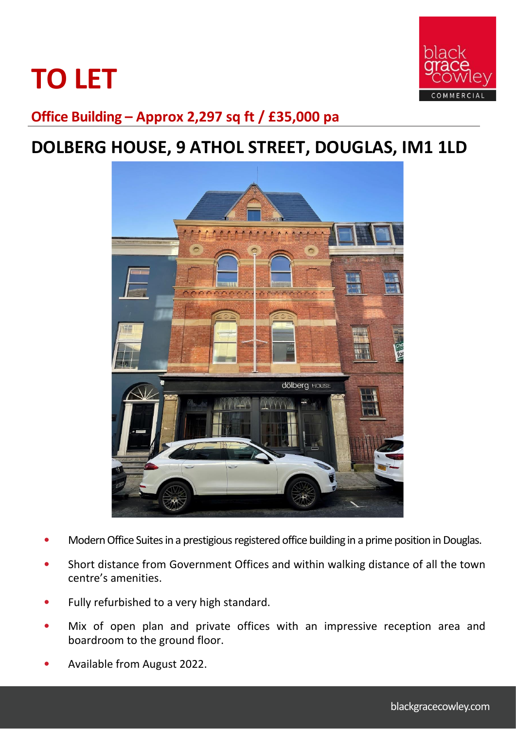# TO LET

## Office Building – Approx 2,297 sq ft / £35,000 pa

# DOLBERG HOUSE, 9 ATHOL STREET, DOUGLAS, IM1 1LD

- Modern Office Suites in a prestigious registered office building in a prime position in Douglas.
- Short distance from Government Offices and within walking distance of all the town centre's amenities.
- Fully refurbished to a very high standard.
- Mix of open plan and private offices with an impressive reception area and boardroom to the ground floor.
- Available from August 2022.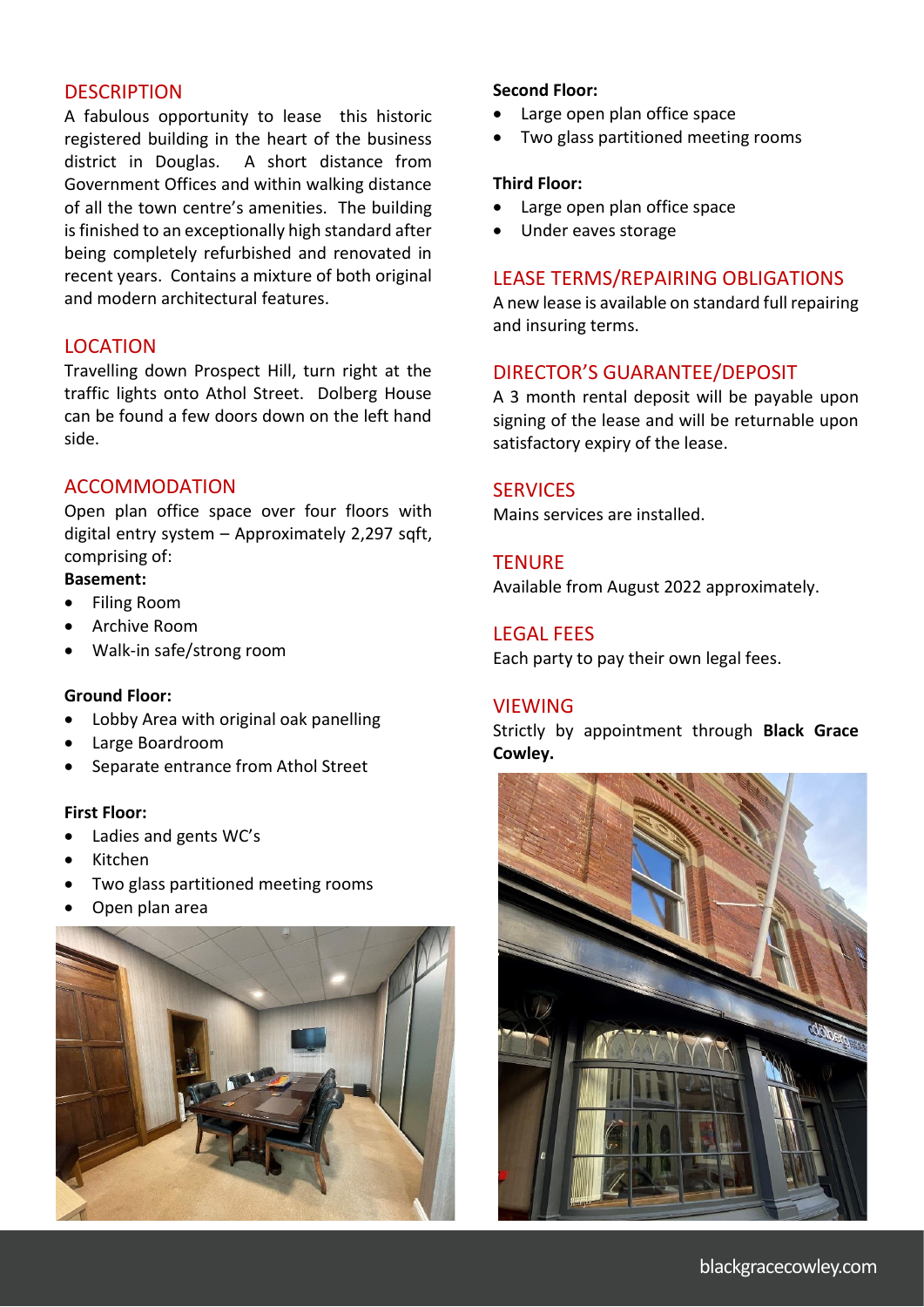## DESCRIPTION

A fabulous opportunity to lease this historic registered building in the heart of the business district in Douglas. A short distance from Government Offices and within walking distance of all the town centre's amenities. The building is finished to an exceptionally high standard after being completely refurbished and renovated in recent years. Contains a mixture of both original and modern architectural features.

## LOCATION

Travelling down Prospect Hill, turn right at the traffic lights onto Athol Street. Dolberg House can be found a few doors down on the left hand side.

## ACCOMMODATION

Open plan office space over four floors with digital entry system – Approximately 2,297 sqft, comprising of:

**Basement:**

- Filing Room
- Archive Room
- Walk-in safe/strong room

**Ground Floor:**

- Lobby Area with original oak panelling
- Large Boardroom
- Separate entrance from Athol Street

**First Floor:**

- Ladies and gents WC's
- Kitchen
- Two glass partitioned meeting rooms
- Open plan area

**Second Floor:**

- Large open plan office space
- Two glass partitioned meeting rooms

**Third Floor:**

- Large open plan office space
- Under eaves storage

## LEASE TERMS/REPAIRING OBLIGATIONS

A new lease is available on standard full repairing and insuring terms.

## DIRECTOR'S GUARANTEE/DEPOSIT

A 3 month rental deposit will be payable upon signing of the lease and will be returnable upon satisfactory expiry of the lease.

## SERVICES

Mains services are installed.

## TENURE

Available from August 2022 approximately.

## LEGAL FEES

Each party to pay their own legal fees.

## VIEWING

Strictly by appointment through **Black Grace Cowley.**

blackgracecowley.com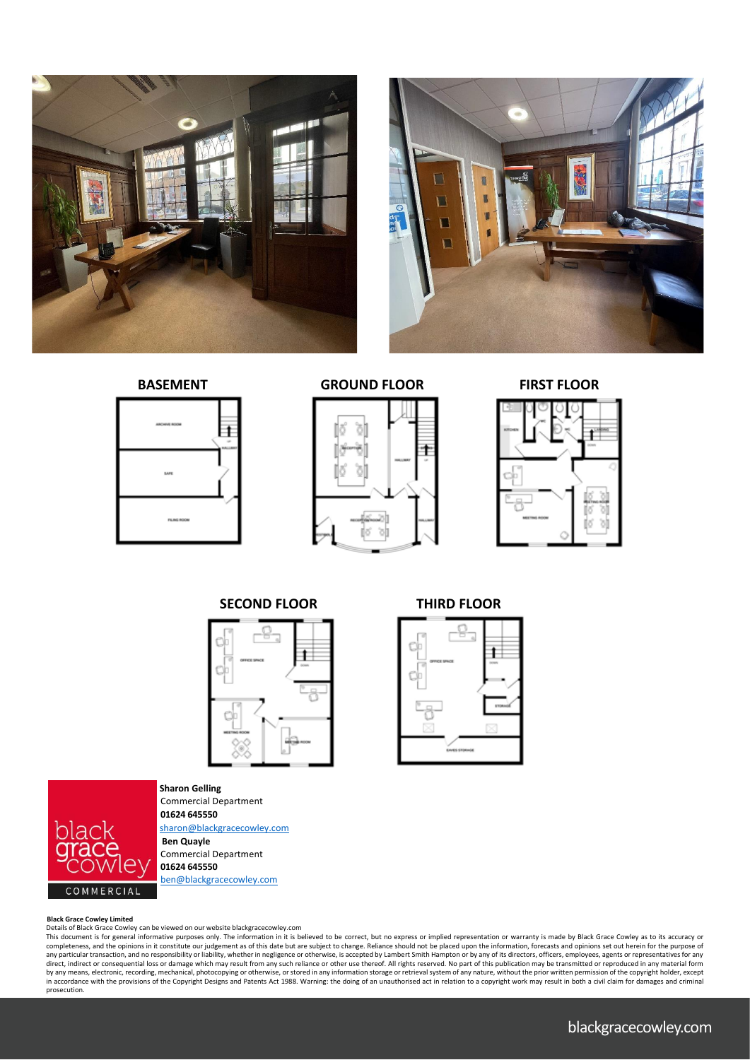## BASEMENT

## GROUND FLOOR

## FIRST FLOOR

## SECOND FLOOR

## THIRD FLOOR

**Sharon Gelling**
Commercial Department
**01624 645550**
sharon@blackgracecowley.com

**Ben Quayle**
Commercial Department
**01624 645550**
ben@blackgracecowley.com

black grace cowley
COMMERCIAL

**Black Grace Cowley Limited**
Details of Black Grace Cowley can be viewed on our website blackgracecowley.com
This document is for general informative purposes only. The information in it is believed to be correct, but no express or implied representation or warranty is made by Black Grace Cowley as to its accuracy or completeness, and the opinions in it constitute our judgement as of this date but are subject to change. Reliance should not be placed upon the information, forecasts and opinions set out herein for the purpose of any particular transaction, and no responsibility or liability, whether in negligence or otherwise, is accepted by Lambert Smith Hampton or by any of its directors, officers, employees, agents or representatives for any direct, indirect or consequential loss or damage which may result from any such reliance or other use thereof. All rights reserved. No part of this publication may be transmitted or reproduced in any material form by any means, electronic, recording, mechanical, photocopying or otherwise, or stored in any information storage or retrieval system of any nature, without the prior written permission of the copyright holder, except in accordance with the provisions of the Copyright Designs and Patents Act 1988. Warning: the doing of an unauthorised act in relation to a copyright work may result in both a civil claim for damages and criminal prosecution.

blackgracecowley.com